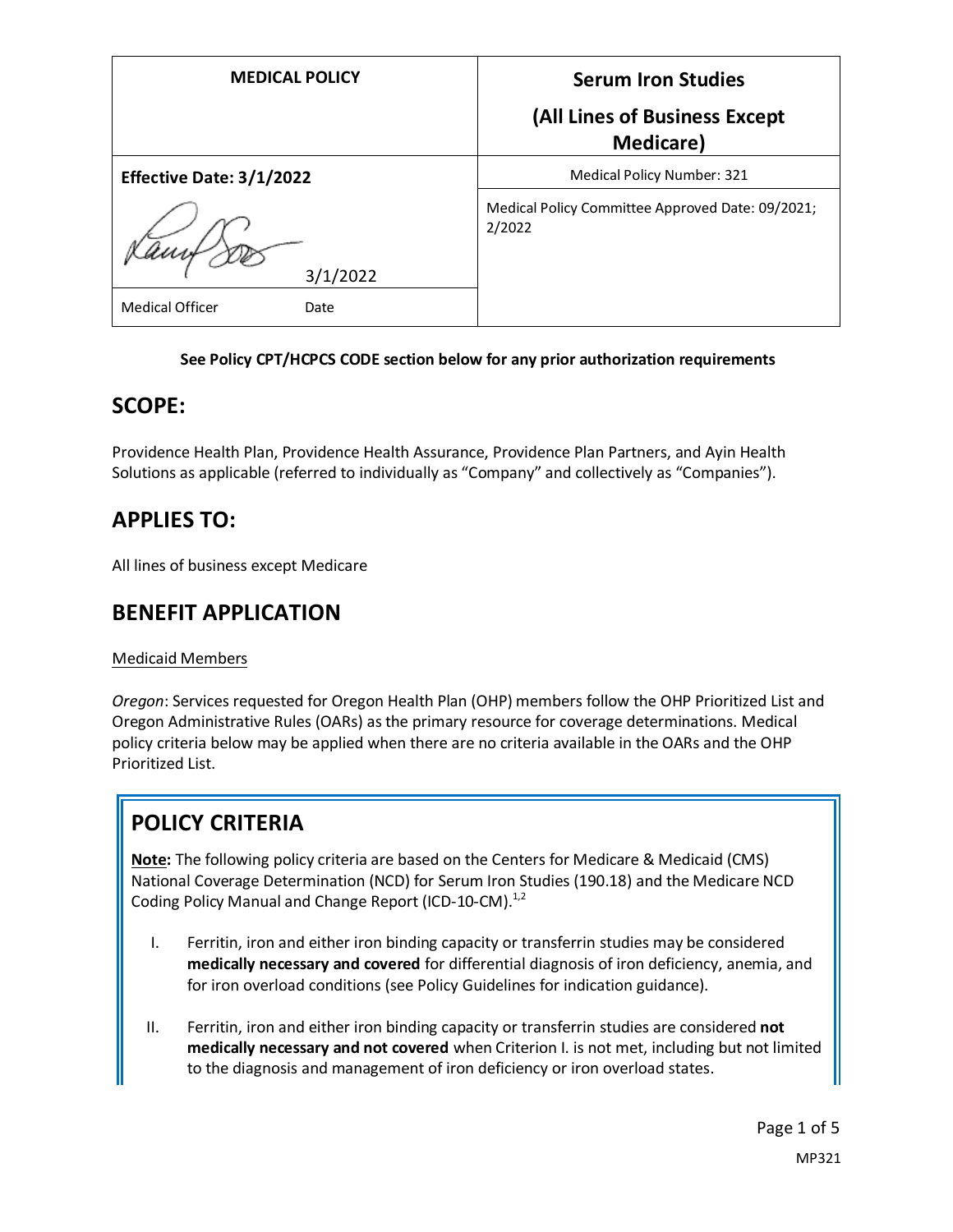| MEDICAL POLICY | Serum Iron Studies (All Lines of Business Except Medicare) |
| --- | --- |
| **Effective Date: 3/1/2022** | Medical Policy Number: 321 |
| 3/1/2022 | Medical Policy Committee Approved Date: 09/2021; 2/2022 |
| Medical Officer Date | |

**See Policy CPT/HCPCS CODE section below for any prior authorization requirements**

## SCOPE:

Providence Health Plan, Providence Health Assurance, Providence Plan Partners, and Ayin Health Solutions as applicable (referred to individually as "Company" and collectively as "Companies").

## APPLIES TO:

All lines of business except Medicare

## BENEFIT APPLICATION

Medicaid Members

*Oregon*: Services requested for Oregon Health Plan (OHP) members follow the OHP Prioritized List and Oregon Administrative Rules (OARs) as the primary resource for coverage determinations. Medical policy criteria below may be applied when there are no criteria available in the OARs and the OHP Prioritized List.

## POLICY CRITERIA

**Note:** The following policy criteria are based on the Centers for Medicare & Medicaid (CMS) National Coverage Determination (NCD) for Serum Iron Studies (190.18) and the Medicare NCD Coding Policy Manual and Change Report (ICD-10-CM).[1,2]

I. Ferritin, iron and either iron binding capacity or transferrin studies may be considered **medically necessary and covered** for differential diagnosis of iron deficiency, anemia, and for iron overload conditions (see Policy Guidelines for indication guidance).

II. Ferritin, iron and either iron binding capacity or transferrin studies are considered **not medically necessary and not covered** when Criterion I. is not met, including but not limited to the diagnosis and management of iron deficiency or iron overload states.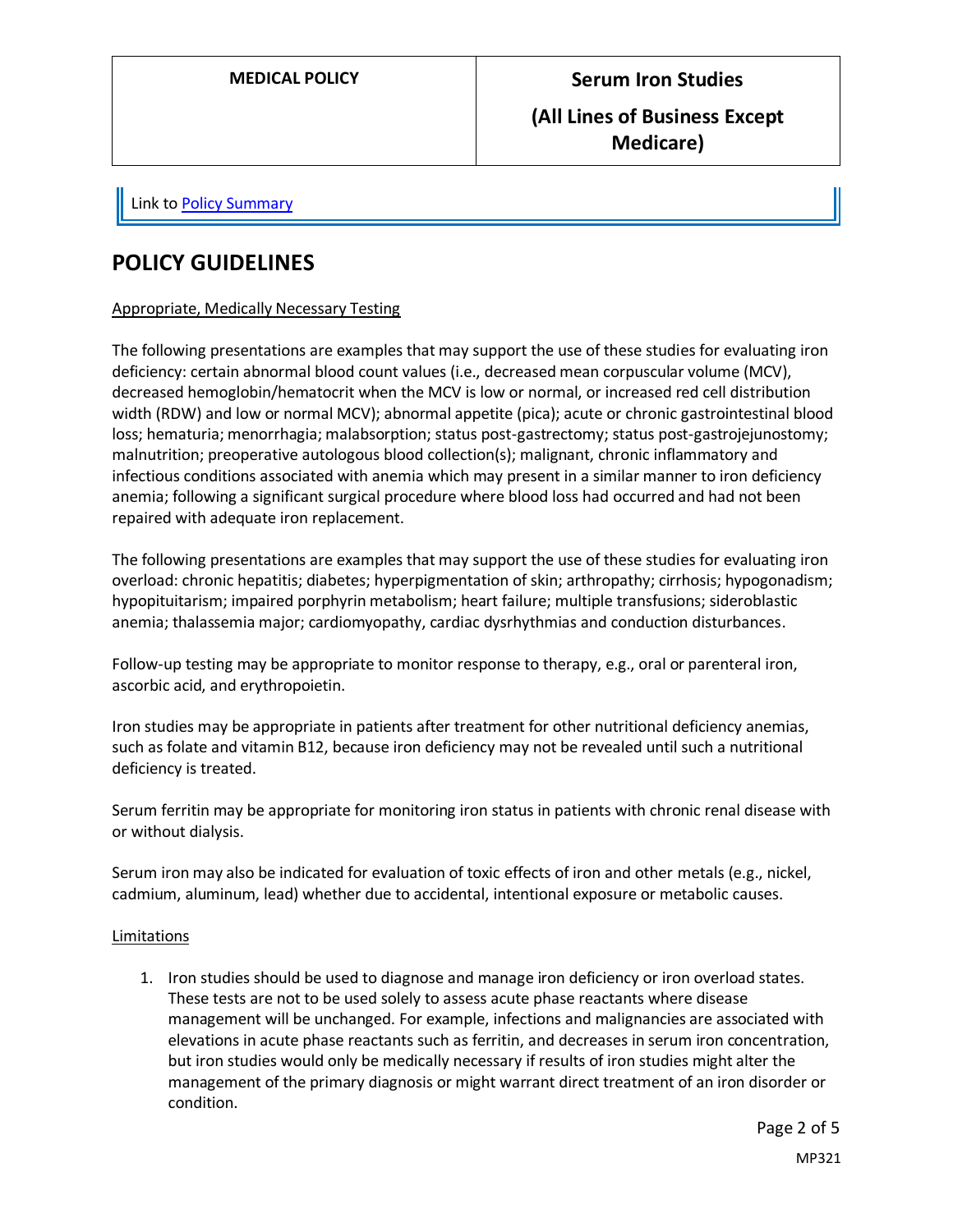| MEDICAL POLICY | Serum Iron Studies (All Lines of Business Except Medicare) |
| --- | --- |

Link to Policy Summary

## POLICY GUIDELINES

Appropriate, Medically Necessary Testing

The following presentations are examples that may support the use of these studies for evaluating iron deficiency: certain abnormal blood count values (i.e., decreased mean corpuscular volume (MCV), decreased hemoglobin/hematocrit when the MCV is low or normal, or increased red cell distribution width (RDW) and low or normal MCV); abnormal appetite (pica); acute or chronic gastrointestinal blood loss; hematuria; menorrhagia; malabsorption; status post-gastrectomy; status post-gastrojejunostomy; malnutrition; preoperative autologous blood collection(s); malignant, chronic inflammatory and infectious conditions associated with anemia which may present in a similar manner to iron deficiency anemia; following a significant surgical procedure where blood loss had occurred and had not been repaired with adequate iron replacement.

The following presentations are examples that may support the use of these studies for evaluating iron overload: chronic hepatitis; diabetes; hyperpigmentation of skin; arthropathy; cirrhosis; hypogonadism; hypopituitarism; impaired porphyrin metabolism; heart failure; multiple transfusions; sideroblastic anemia; thalassemia major; cardiomyopathy, cardiac dysrhythmias and conduction disturbances.

Follow-up testing may be appropriate to monitor response to therapy, e.g., oral or parenteral iron, ascorbic acid, and erythropoietin.

Iron studies may be appropriate in patients after treatment for other nutritional deficiency anemias, such as folate and vitamin B12, because iron deficiency may not be revealed until such a nutritional deficiency is treated.

Serum ferritin may be appropriate for monitoring iron status in patients with chronic renal disease with or without dialysis.

Serum iron may also be indicated for evaluation of toxic effects of iron and other metals (e.g., nickel, cadmium, aluminum, lead) whether due to accidental, intentional exposure or metabolic causes.

Limitations

1. Iron studies should be used to diagnose and manage iron deficiency or iron overload states. These tests are not to be used solely to assess acute phase reactants where disease management will be unchanged. For example, infections and malignancies are associated with elevations in acute phase reactants such as ferritin, and decreases in serum iron concentration, but iron studies would only be medically necessary if results of iron studies might alter the management of the primary diagnosis or might warrant direct treatment of an iron disorder or condition.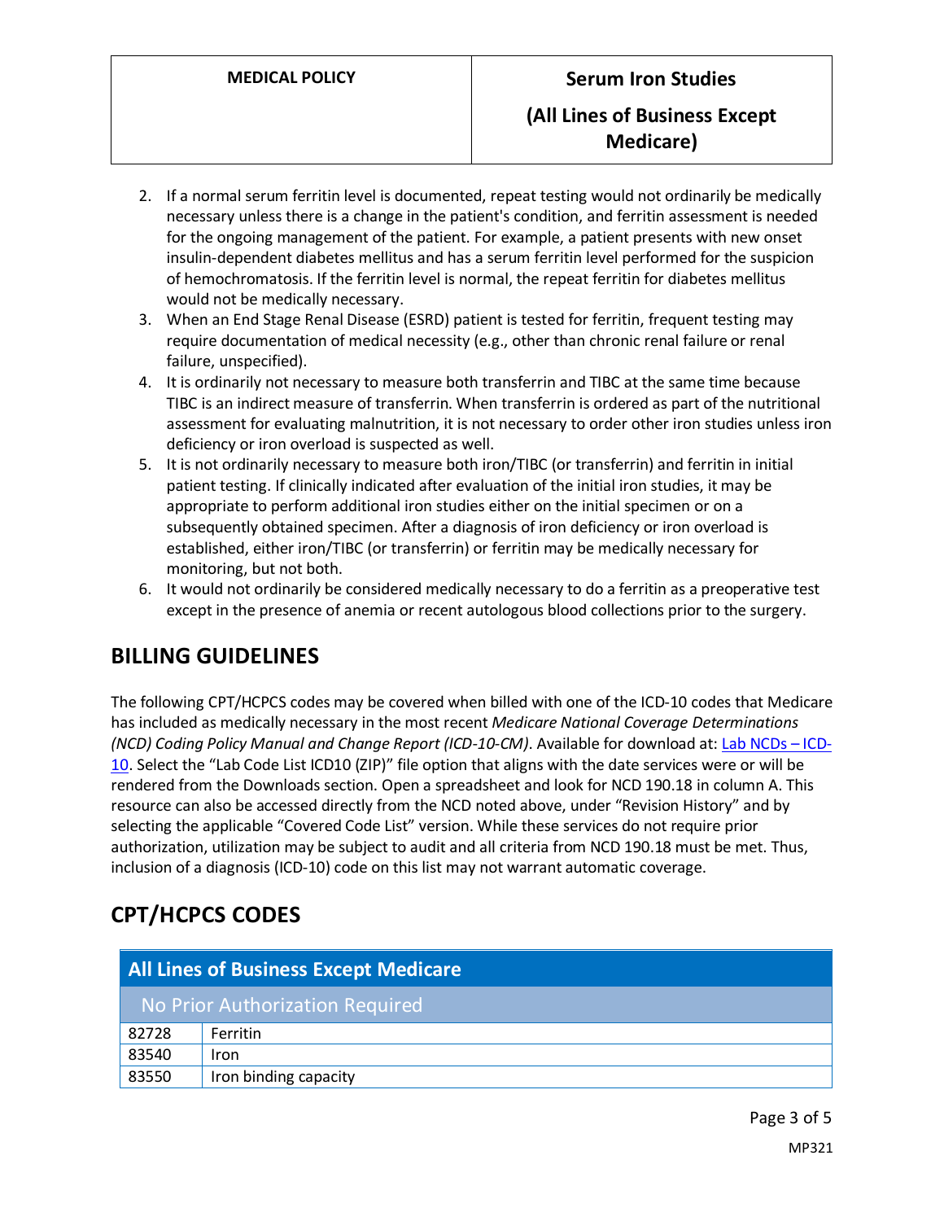2. If a normal serum ferritin level is documented, repeat testing would not ordinarily be medically necessary unless there is a change in the patient's condition, and ferritin assessment is needed for the ongoing management of the patient. For example, a patient presents with new onset insulin-dependent diabetes mellitus and has a serum ferritin level performed for the suspicion of hemochromatosis. If the ferritin level is normal, the repeat ferritin for diabetes mellitus would not be medically necessary.
3. When an End Stage Renal Disease (ESRD) patient is tested for ferritin, frequent testing may require documentation of medical necessity (e.g., other than chronic renal failure or renal failure, unspecified).
4. It is ordinarily not necessary to measure both transferrin and TIBC at the same time because TIBC is an indirect measure of transferrin. When transferrin is ordered as part of the nutritional assessment for evaluating malnutrition, it is not necessary to order other iron studies unless iron deficiency or iron overload is suspected as well.
5. It is not ordinarily necessary to measure both iron/TIBC (or transferrin) and ferritin in initial patient testing. If clinically indicated after evaluation of the initial iron studies, it may be appropriate to perform additional iron studies either on the initial specimen or on a subsequently obtained specimen. After a diagnosis of iron deficiency or iron overload is established, either iron/TIBC (or transferrin) or ferritin may be medically necessary for monitoring, but not both.
6. It would not ordinarily be considered medically necessary to do a ferritin as a preoperative test except in the presence of anemia or recent autologous blood collections prior to the surgery.

## BILLING GUIDELINES

The following CPT/HCPCS codes may be covered when billed with one of the ICD-10 codes that Medicare has included as medically necessary in the most recent *Medicare National Coverage Determinations (NCD) Coding Policy Manual and Change Report (ICD-10-CM)*. Available for download at: [Lab NCDs – ICD-10](). Select the "Lab Code List ICD10 (ZIP)" file option that aligns with the date services were or will be rendered from the Downloads section. Open a spreadsheet and look for NCD 190.18 in column A. This resource can also be accessed directly from the NCD noted above, under "Revision History" and by selecting the applicable "Covered Code List" version. While these services do not require prior authorization, utilization may be subject to audit and all criteria from NCD 190.18 must be met. Thus, inclusion of a diagnosis (ICD-10) code on this list may not warrant automatic coverage.

## CPT/HCPCS CODES

| All Lines of Business Except Medicare | |
|---|---|
| No Prior Authorization Required | |
| 82728 | Ferritin |
| 83540 | Iron |
| 83550 | Iron binding capacity |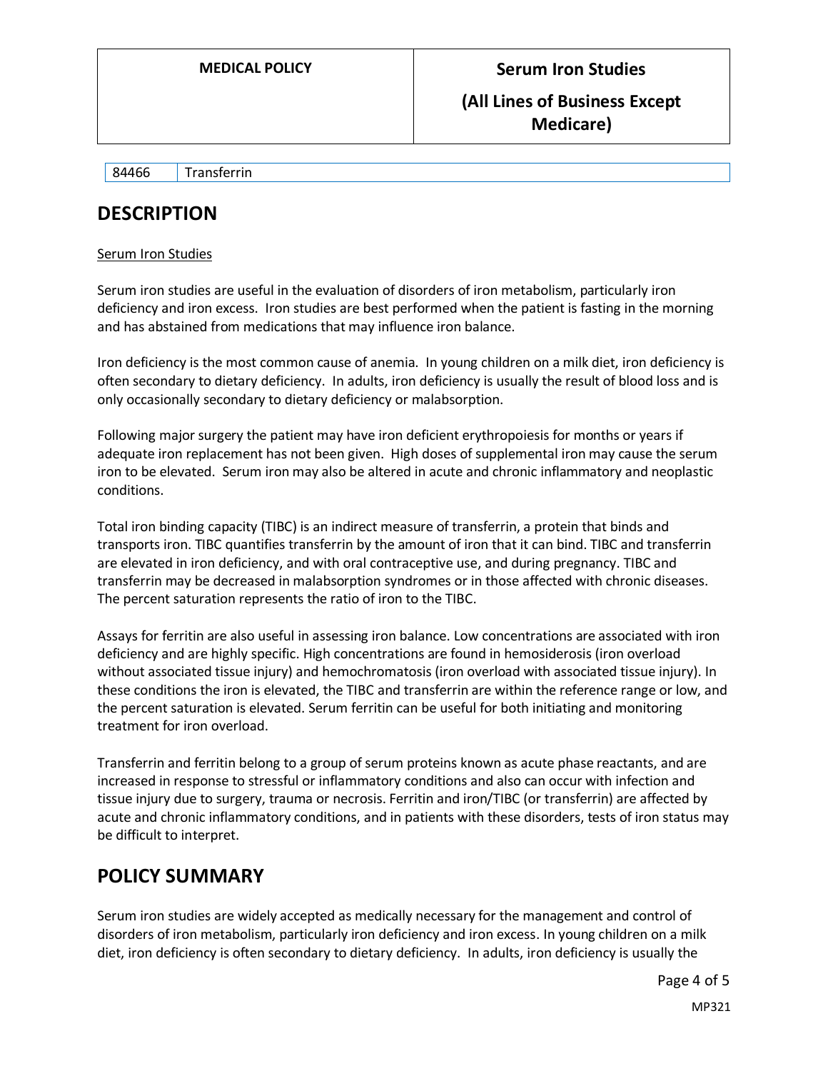| 84466 | Transferrin |
|---|---|

## DESCRIPTION

Serum Iron Studies

Serum iron studies are useful in the evaluation of disorders of iron metabolism, particularly iron deficiency and iron excess. Iron studies are best performed when the patient is fasting in the morning and has abstained from medications that may influence iron balance.

Iron deficiency is the most common cause of anemia. In young children on a milk diet, iron deficiency is often secondary to dietary deficiency. In adults, iron deficiency is usually the result of blood loss and is only occasionally secondary to dietary deficiency or malabsorption.

Following major surgery the patient may have iron deficient erythropoiesis for months or years if adequate iron replacement has not been given. High doses of supplemental iron may cause the serum iron to be elevated. Serum iron may also be altered in acute and chronic inflammatory and neoplastic conditions.

Total iron binding capacity (TIBC) is an indirect measure of transferrin, a protein that binds and transports iron. TIBC quantifies transferrin by the amount of iron that it can bind. TIBC and transferrin are elevated in iron deficiency, and with oral contraceptive use, and during pregnancy. TIBC and transferrin may be decreased in malabsorption syndromes or in those affected with chronic diseases. The percent saturation represents the ratio of iron to the TIBC.

Assays for ferritin are also useful in assessing iron balance. Low concentrations are associated with iron deficiency and are highly specific. High concentrations are found in hemosiderosis (iron overload without associated tissue injury) and hemochromatosis (iron overload with associated tissue injury). In these conditions the iron is elevated, the TIBC and transferrin are within the reference range or low, and the percent saturation is elevated. Serum ferritin can be useful for both initiating and monitoring treatment for iron overload.

Transferrin and ferritin belong to a group of serum proteins known as acute phase reactants, and are increased in response to stressful or inflammatory conditions and also can occur with infection and tissue injury due to surgery, trauma or necrosis. Ferritin and iron/TIBC (or transferrin) are affected by acute and chronic inflammatory conditions, and in patients with these disorders, tests of iron status may be difficult to interpret.

## POLICY SUMMARY

Serum iron studies are widely accepted as medically necessary for the management and control of disorders of iron metabolism, particularly iron deficiency and iron excess. In young children on a milk diet, iron deficiency is often secondary to dietary deficiency. In adults, iron deficiency is usually the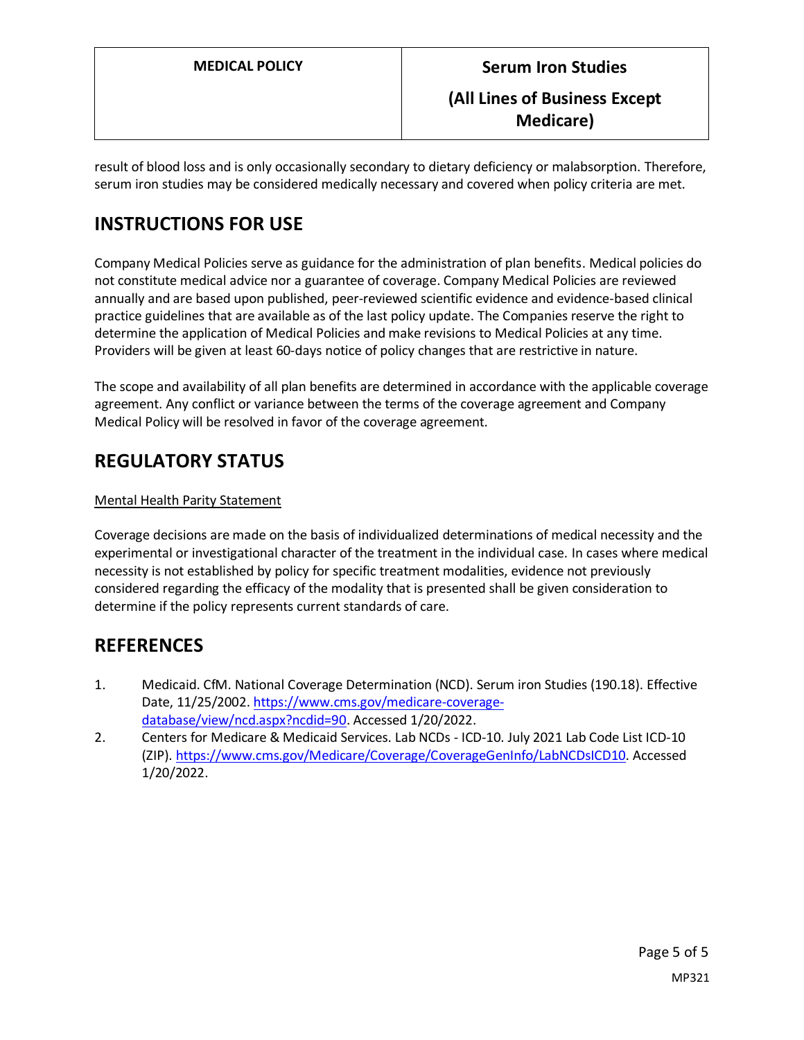result of blood loss and is only occasionally secondary to dietary deficiency or malabsorption. Therefore, serum iron studies may be considered medically necessary and covered when policy criteria are met.

## INSTRUCTIONS FOR USE

Company Medical Policies serve as guidance for the administration of plan benefits. Medical policies do not constitute medical advice nor a guarantee of coverage. Company Medical Policies are reviewed annually and are based upon published, peer-reviewed scientific evidence and evidence-based clinical practice guidelines that are available as of the last policy update. The Companies reserve the right to determine the application of Medical Policies and make revisions to Medical Policies at any time. Providers will be given at least 60-days notice of policy changes that are restrictive in nature.

The scope and availability of all plan benefits are determined in accordance with the applicable coverage agreement. Any conflict or variance between the terms of the coverage agreement and Company Medical Policy will be resolved in favor of the coverage agreement.

## REGULATORY STATUS

Mental Health Parity Statement

Coverage decisions are made on the basis of individualized determinations of medical necessity and the experimental or investigational character of the treatment in the individual case. In cases where medical necessity is not established by policy for specific treatment modalities, evidence not previously considered regarding the efficacy of the modality that is presented shall be given consideration to determine if the policy represents current standards of care.

## REFERENCES

1. Medicaid. CfM. National Coverage Determination (NCD). Serum iron Studies (190.18). Effective Date, 11/25/2002. https://www.cms.gov/medicare-coverage-database/view/ncd.aspx?ncdid=90. Accessed 1/20/2022.
2. Centers for Medicare & Medicaid Services. Lab NCDs - ICD-10. July 2021 Lab Code List ICD-10 (ZIP). https://www.cms.gov/Medicare/Coverage/CoverageGenInfo/LabNCDsICD10. Accessed 1/20/2022.